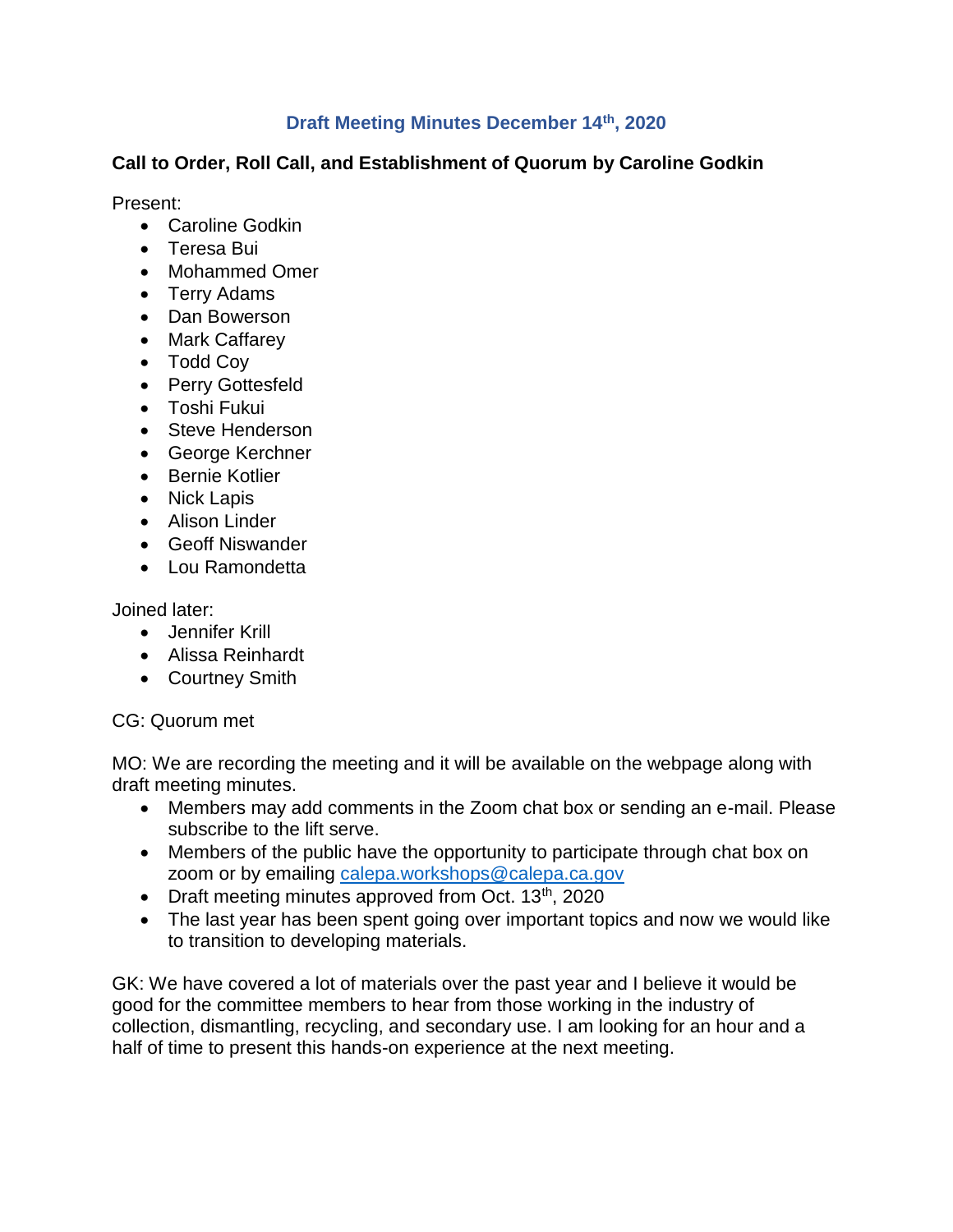# Draft Meeting Minutes December 14th, 2020

## Call to Order, Roll Call, and Establishment of Quorum by Caroline Godkin

Present:

- Caroline Godkin
- Teresa Bui
- Mohammed Omer
- Terry Adams
- Dan Bowerson
- Mark Caffarey
- Todd Coy
- Perry Gottesfeld
- Toshi Fukui
- Steve Henderson
- George Kerchner
- Bernie Kotlier
- Nick Lapis
- Alison Linder
- Geoff Niswander
- Lou Ramondetta

Joined later:

- Jennifer Krill
- Alissa Reinhardt
- Courtney Smith

CG: Quorum met

MO: We are recording the meeting and it will be available on the webpage along with draft meeting minutes.

- Members may add comments in the Zoom chat box or sending an e-mail. Please subscribe to the lift serve.
- Members of the public have the opportunity to participate through chat box on zoom or by emailing [calepa.workshops@calepa.ca.gov](mailto:calepa.workshops@calepa.ca.gov)
- Draft meeting minutes approved from Oct. 13th, 2020
- The last year has been spent going over important topics and now we would like to transition to developing materials.

GK: We have covered a lot of materials over the past year and I believe it would be good for the committee members to hear from those working in the industry of collection, dismantling, recycling, and secondary use. I am looking for an hour and a half of time to present this hands-on experience at the next meeting.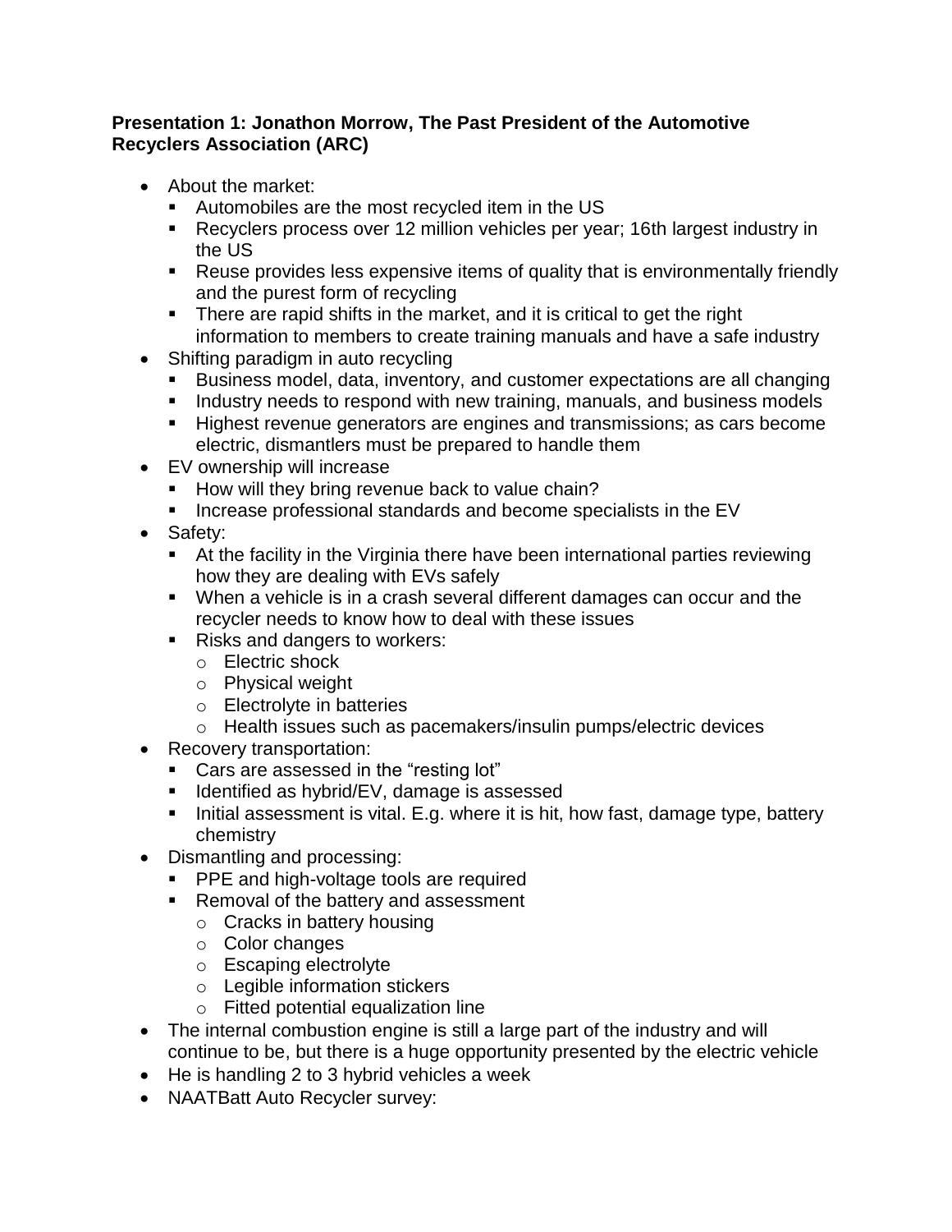**Presentation 1: Jonathon Morrow, The Past President of the Automotive Recyclers Association (ARC)**

- About the market:
  - Automobiles are the most recycled item in the US
  - Recyclers process over 12 million vehicles per year; 16th largest industry in the US
  - Reuse provides less expensive items of quality that is environmentally friendly and the purest form of recycling
  - There are rapid shifts in the market, and it is critical to get the right information to members to create training manuals and have a safe industry
- Shifting paradigm in auto recycling
  - Business model, data, inventory, and customer expectations are all changing
  - Industry needs to respond with new training, manuals, and business models
  - Highest revenue generators are engines and transmissions; as cars become electric, dismantlers must be prepared to handle them
- EV ownership will increase
  - How will they bring revenue back to value chain?
  - Increase professional standards and become specialists in the EV
- Safety:
  - At the facility in the Virginia there have been international parties reviewing how they are dealing with EVs safely
  - When a vehicle is in a crash several different damages can occur and the recycler needs to know how to deal with these issues
  - Risks and dangers to workers:
    - Electric shock
    - Physical weight
    - Electrolyte in batteries
    - Health issues such as pacemakers/insulin pumps/electric devices
- Recovery transportation:
  - Cars are assessed in the "resting lot"
  - Identified as hybrid/EV, damage is assessed
  - Initial assessment is vital. E.g. where it is hit, how fast, damage type, battery chemistry
- Dismantling and processing:
  - PPE and high-voltage tools are required
  - Removal of the battery and assessment
    - Cracks in battery housing
    - Color changes
    - Escaping electrolyte
    - Legible information stickers
    - Fitted potential equalization line
- The internal combustion engine is still a large part of the industry and will continue to be, but there is a huge opportunity presented by the electric vehicle
- He is handling 2 to 3 hybrid vehicles a week
- NAATBatt Auto Recycler survey: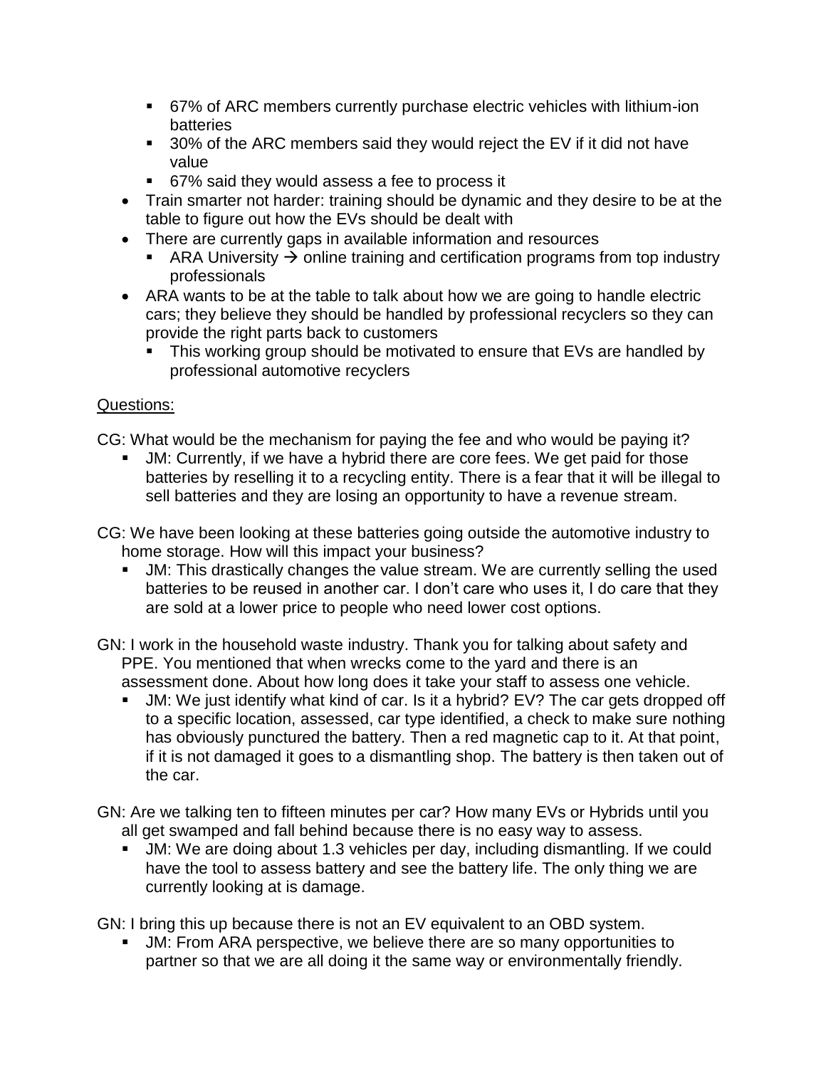- 67% of ARC members currently purchase electric vehicles with lithium-ion batteries
    - 30% of the ARC members said they would reject the EV if it did not have value
    - 67% said they would assess a fee to process it
- Train smarter not harder: training should be dynamic and they desire to be at the table to figure out how the EVs should be dealt with
- There are currently gaps in available information and resources
    - ARA University → online training and certification programs from top industry professionals
- ARA wants to be at the table to talk about how we are going to handle electric cars; they believe they should be handled by professional recyclers so they can provide the right parts back to customers
    - This working group should be motivated to ensure that EVs are handled by professional automotive recyclers

<u>Questions:</u>

CG: What would be the mechanism for paying the fee and who would be paying it?

- JM: Currently, if we have a hybrid there are core fees. We get paid for those batteries by reselling it to a recycling entity. There is a fear that it will be illegal to sell batteries and they are losing an opportunity to have a revenue stream.

CG: We have been looking at these batteries going outside the automotive industry to home storage. How will this impact your business?

- JM: This drastically changes the value stream. We are currently selling the used batteries to be reused in another car. I don't care who uses it, I do care that they are sold at a lower price to people who need lower cost options.

GN: I work in the household waste industry. Thank you for talking about safety and PPE. You mentioned that when wrecks come to the yard and there is an assessment done. About how long does it take your staff to assess one vehicle.

- JM: We just identify what kind of car. Is it a hybrid? EV? The car gets dropped off to a specific location, assessed, car type identified, a check to make sure nothing has obviously punctured the battery. Then a red magnetic cap to it. At that point, if it is not damaged it goes to a dismantling shop. The battery is then taken out of the car.

GN: Are we talking ten to fifteen minutes per car? How many EVs or Hybrids until you all get swamped and fall behind because there is no easy way to assess.

- JM: We are doing about 1.3 vehicles per day, including dismantling. If we could have the tool to assess battery and see the battery life. The only thing we are currently looking at is damage.

GN: I bring this up because there is not an EV equivalent to an OBD system.

- JM: From ARA perspective, we believe there are so many opportunities to partner so that we are all doing it the same way or environmentally friendly.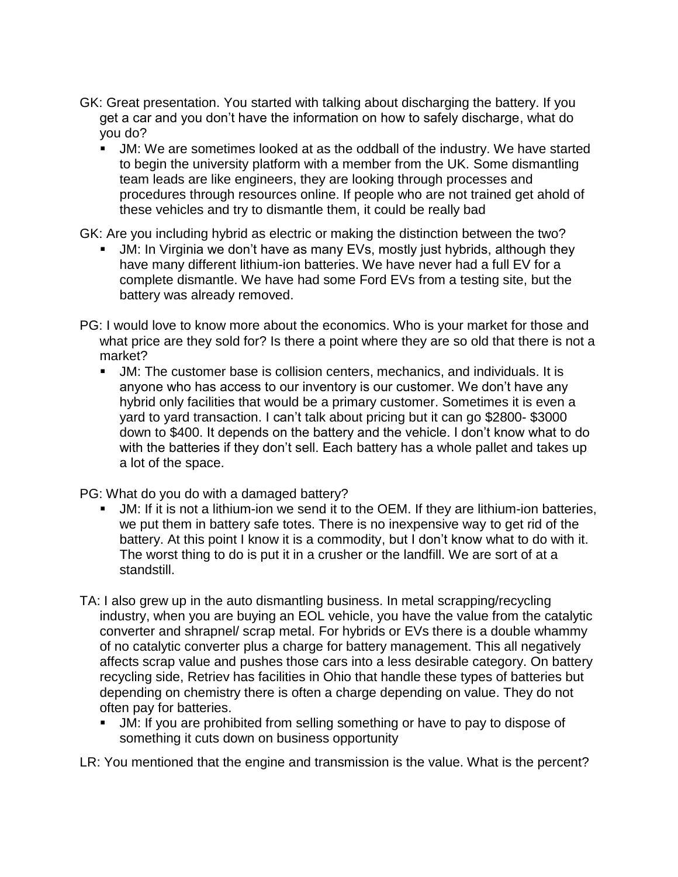GK: Great presentation. You started with talking about discharging the battery. If you get a car and you don't have the information on how to safely discharge, what do you do?

- JM: We are sometimes looked at as the oddball of the industry. We have started to begin the university platform with a member from the UK. Some dismantling team leads are like engineers, they are looking through processes and procedures through resources online. If people who are not trained get ahold of these vehicles and try to dismantle them, it could be really bad

GK: Are you including hybrid as electric or making the distinction between the two?

- JM: In Virginia we don't have as many EVs, mostly just hybrids, although they have many different lithium-ion batteries. We have never had a full EV for a complete dismantle. We have had some Ford EVs from a testing site, but the battery was already removed.

PG: I would love to know more about the economics. Who is your market for those and what price are they sold for? Is there a point where they are so old that there is not a market?

- JM: The customer base is collision centers, mechanics, and individuals. It is anyone who has access to our inventory is our customer. We don't have any hybrid only facilities that would be a primary customer. Sometimes it is even a yard to yard transaction. I can't talk about pricing but it can go \$2800- \$3000 down to \$400. It depends on the battery and the vehicle. I don't know what to do with the batteries if they don't sell. Each battery has a whole pallet and takes up a lot of the space.

PG: What do you do with a damaged battery?

- JM: If it is not a lithium-ion we send it to the OEM. If they are lithium-ion batteries, we put them in battery safe totes. There is no inexpensive way to get rid of the battery. At this point I know it is a commodity, but I don't know what to do with it. The worst thing to do is put it in a crusher or the landfill. We are sort of at a standstill.

TA: I also grew up in the auto dismantling business. In metal scrapping/recycling industry, when you are buying an EOL vehicle, you have the value from the catalytic converter and shrapnel/ scrap metal. For hybrids or EVs there is a double whammy of no catalytic converter plus a charge for battery management. This all negatively affects scrap value and pushes those cars into a less desirable category. On battery recycling side, Retriev has facilities in Ohio that handle these types of batteries but depending on chemistry there is often a charge depending on value. They do not often pay for batteries.

- JM: If you are prohibited from selling something or have to pay to dispose of something it cuts down on business opportunity

LR: You mentioned that the engine and transmission is the value. What is the percent?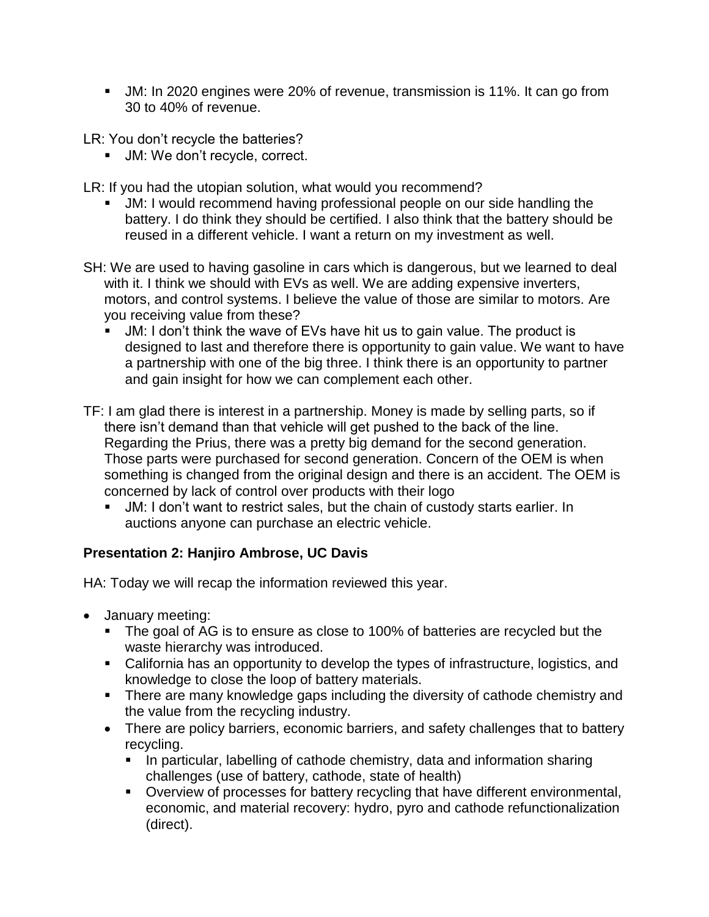- JM: In 2020 engines were 20% of revenue, transmission is 11%. It can go from 30 to 40% of revenue.

LR: You don't recycle the batteries?

- JM: We don't recycle, correct.

LR: If you had the utopian solution, what would you recommend?

- JM: I would recommend having professional people on our side handling the battery. I do think they should be certified. I also think that the battery should be reused in a different vehicle. I want a return on my investment as well.

SH: We are used to having gasoline in cars which is dangerous, but we learned to deal with it. I think we should with EVs as well. We are adding expensive inverters, motors, and control systems. I believe the value of those are similar to motors. Are you receiving value from these?

- JM: I don't think the wave of EVs have hit us to gain value. The product is designed to last and therefore there is opportunity to gain value. We want to have a partnership with one of the big three. I think there is an opportunity to partner and gain insight for how we can complement each other.

TF: I am glad there is interest in a partnership. Money is made by selling parts, so if there isn't demand than that vehicle will get pushed to the back of the line. Regarding the Prius, there was a pretty big demand for the second generation. Those parts were purchased for second generation. Concern of the OEM is when something is changed from the original design and there is an accident. The OEM is concerned by lack of control over products with their logo

- JM: I don't want to restrict sales, but the chain of custody starts earlier. In auctions anyone can purchase an electric vehicle.

**Presentation 2: Hanjiro Ambrose, UC Davis**

HA: Today we will recap the information reviewed this year.

- January meeting:
  - The goal of AG is to ensure as close to 100% of batteries are recycled but the waste hierarchy was introduced.
  - California has an opportunity to develop the types of infrastructure, logistics, and knowledge to close the loop of battery materials.
  - There are many knowledge gaps including the diversity of cathode chemistry and the value from the recycling industry.
  - There are policy barriers, economic barriers, and safety challenges that to battery recycling.
    - In particular, labelling of cathode chemistry, data and information sharing challenges (use of battery, cathode, state of health)
    - Overview of processes for battery recycling that have different environmental, economic, and material recovery: hydro, pyro and cathode refunctionalization (direct).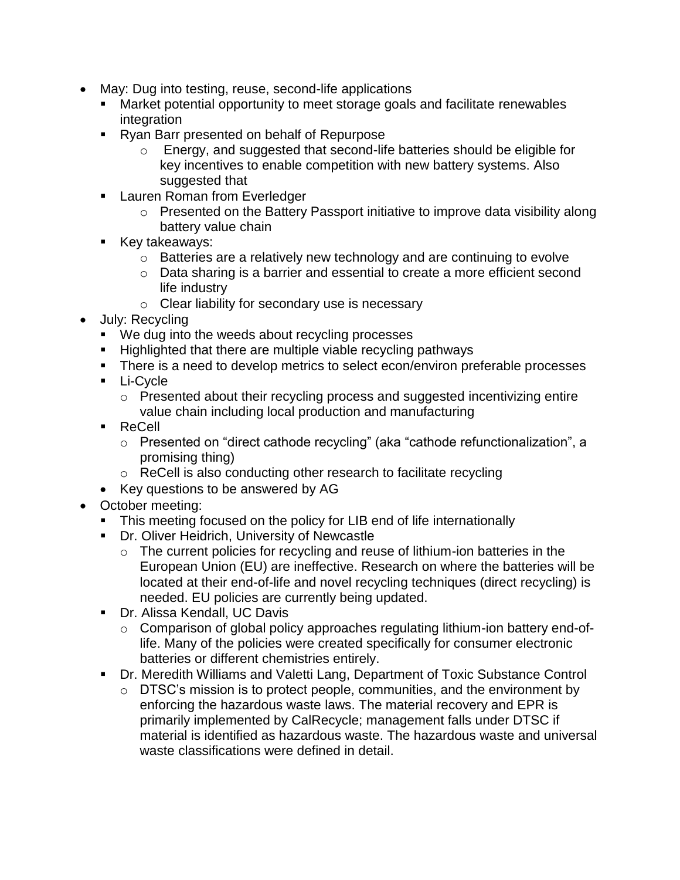- May: Dug into testing, reuse, second-life applications
  - Market potential opportunity to meet storage goals and facilitate renewables integration
  - Ryan Barr presented on behalf of Repurpose
    - Energy, and suggested that second-life batteries should be eligible for key incentives to enable competition with new battery systems. Also suggested that
  - Lauren Roman from Everledger
    - Presented on the Battery Passport initiative to improve data visibility along battery value chain
  - Key takeaways:
    - Batteries are a relatively new technology and are continuing to evolve
    - Data sharing is a barrier and essential to create a more efficient second life industry
    - Clear liability for secondary use is necessary
- July: Recycling
  - We dug into the weeds about recycling processes
  - Highlighted that there are multiple viable recycling pathways
  - There is a need to develop metrics to select econ/environ preferable processes
  - Li-Cycle
    - Presented about their recycling process and suggested incentivizing entire value chain including local production and manufacturing
  - ReCell
    - Presented on "direct cathode recycling" (aka "cathode refunctionalization", a promising thing)
    - ReCell is also conducting other research to facilitate recycling
  - Key questions to be answered by AG
- October meeting:
  - This meeting focused on the policy for LIB end of life internationally
  - Dr. Oliver Heidrich, University of Newcastle
    - The current policies for recycling and reuse of lithium-ion batteries in the European Union (EU) are ineffective. Research on where the batteries will be located at their end-of-life and novel recycling techniques (direct recycling) is needed. EU policies are currently being updated.
  - Dr. Alissa Kendall, UC Davis
    - Comparison of global policy approaches regulating lithium-ion battery end-of-life. Many of the policies were created specifically for consumer electronic batteries or different chemistries entirely.
  - Dr. Meredith Williams and Valetti Lang, Department of Toxic Substance Control
    - DTSC's mission is to protect people, communities, and the environment by enforcing the hazardous waste laws. The material recovery and EPR is primarily implemented by CalRecycle; management falls under DTSC if material is identified as hazardous waste. The hazardous waste and universal waste classifications were defined in detail.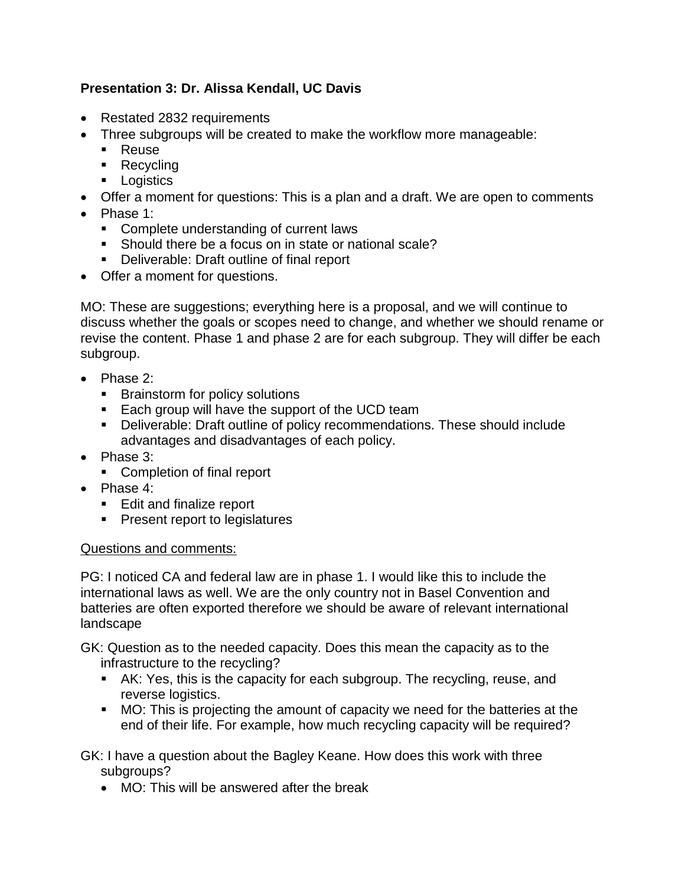**Presentation 3: Dr. Alissa Kendall, UC Davis**

- Restated 2832 requirements
- Three subgroups will be created to make the workflow more manageable:
  - Reuse
  - Recycling
  - Logistics
- Offer a moment for questions: This is a plan and a draft. We are open to comments
- Phase 1:
  - Complete understanding of current laws
  - Should there be a focus on in state or national scale?
  - Deliverable: Draft outline of final report
- Offer a moment for questions.

MO: These are suggestions; everything here is a proposal, and we will continue to discuss whether the goals or scopes need to change, and whether we should rename or revise the content. Phase 1 and phase 2 are for each subgroup. They will differ be each subgroup.

- Phase 2:
  - Brainstorm for policy solutions
  - Each group will have the support of the UCD team
  - Deliverable: Draft outline of policy recommendations. These should include advantages and disadvantages of each policy.
- Phase 3:
  - Completion of final report
- Phase 4:
  - Edit and finalize report
  - Present report to legislatures

Questions and comments:

PG: I noticed CA and federal law are in phase 1. I would like this to include the international laws as well. We are the only country not in Basel Convention and batteries are often exported therefore we should be aware of relevant international landscape

GK: Question as to the needed capacity. Does this mean the capacity as to the infrastructure to the recycling?

- AK: Yes, this is the capacity for each subgroup. The recycling, reuse, and reverse logistics.
- MO: This is projecting the amount of capacity we need for the batteries at the end of their life. For example, how much recycling capacity will be required?

GK: I have a question about the Bagley Keane. How does this work with three subgroups?

- MO: This will be answered after the break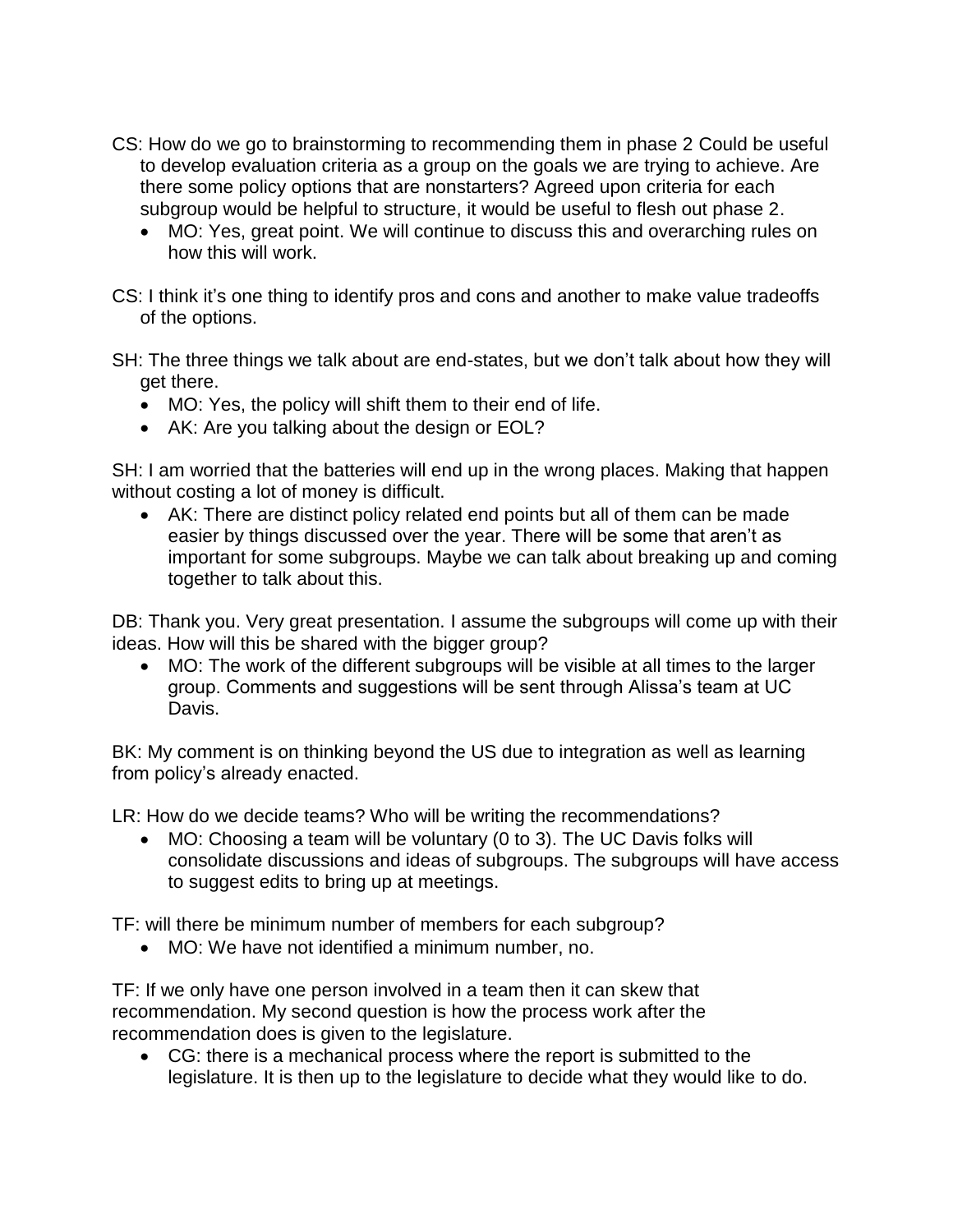CS: How do we go to brainstorming to recommending them in phase 2 Could be useful to develop evaluation criteria as a group on the goals we are trying to achieve. Are there some policy options that are nonstarters? Agreed upon criteria for each subgroup would be helpful to structure, it would be useful to flesh out phase 2.

- MO: Yes, great point. We will continue to discuss this and overarching rules on how this will work.

CS: I think it's one thing to identify pros and cons and another to make value tradeoffs of the options.

SH: The three things we talk about are end-states, but we don't talk about how they will get there.

- MO: Yes, the policy will shift them to their end of life.
- AK: Are you talking about the design or EOL?

SH: I am worried that the batteries will end up in the wrong places. Making that happen without costing a lot of money is difficult.

- AK: There are distinct policy related end points but all of them can be made easier by things discussed over the year. There will be some that aren't as important for some subgroups. Maybe we can talk about breaking up and coming together to talk about this.

DB: Thank you. Very great presentation. I assume the subgroups will come up with their ideas. How will this be shared with the bigger group?

- MO: The work of the different subgroups will be visible at all times to the larger group. Comments and suggestions will be sent through Alissa's team at UC Davis.

BK: My comment is on thinking beyond the US due to integration as well as learning from policy's already enacted.

LR: How do we decide teams? Who will be writing the recommendations?

- MO: Choosing a team will be voluntary (0 to 3). The UC Davis folks will consolidate discussions and ideas of subgroups. The subgroups will have access to suggest edits to bring up at meetings.

TF: will there be minimum number of members for each subgroup?

- MO: We have not identified a minimum number, no.

TF: If we only have one person involved in a team then it can skew that recommendation. My second question is how the process work after the recommendation does is given to the legislature.

- CG: there is a mechanical process where the report is submitted to the legislature. It is then up to the legislature to decide what they would like to do.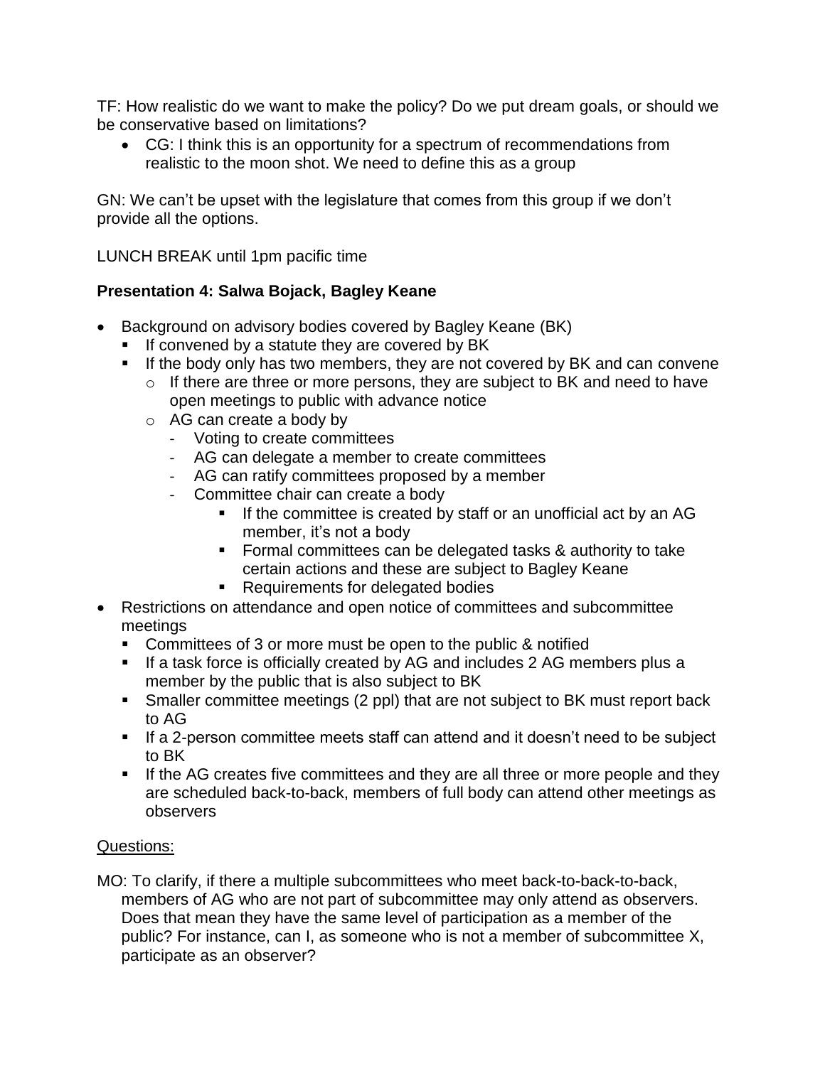TF: How realistic do we want to make the policy? Do we put dream goals, or should we be conservative based on limitations?

- CG: I think this is an opportunity for a spectrum of recommendations from realistic to the moon shot. We need to define this as a group

GN: We can't be upset with the legislature that comes from this group if we don't provide all the options.

LUNCH BREAK until 1pm pacific time

**Presentation 4: Salwa Bojack, Bagley Keane**

- Background on advisory bodies covered by Bagley Keane (BK)
  - If convened by a statute they are covered by BK
  - If the body only has two members, they are not covered by BK and can convene
    - If there are three or more persons, they are subject to BK and need to have open meetings to public with advance notice
    - AG can create a body by
      - Voting to create committees
      - AG can delegate a member to create committees
      - AG can ratify committees proposed by a member
      - Committee chair can create a body
        - If the committee is created by staff or an unofficial act by an AG member, it's not a body
        - Formal committees can be delegated tasks & authority to take certain actions and these are subject to Bagley Keane
        - Requirements for delegated bodies
- Restrictions on attendance and open notice of committees and subcommittee meetings
  - Committees of 3 or more must be open to the public & notified
  - If a task force is officially created by AG and includes 2 AG members plus a member by the public that is also subject to BK
  - Smaller committee meetings (2 ppl) that are not subject to BK must report back to AG
  - If a 2-person committee meets staff can attend and it doesn't need to be subject to BK
  - If the AG creates five committees and they are all three or more people and they are scheduled back-to-back, members of full body can attend other meetings as observers

<u>Questions:</u>

MO: To clarify, if there a multiple subcommittees who meet back-to-back-to-back, members of AG who are not part of subcommittee may only attend as observers. Does that mean they have the same level of participation as a member of the public? For instance, can I, as someone who is not a member of subcommittee X, participate as an observer?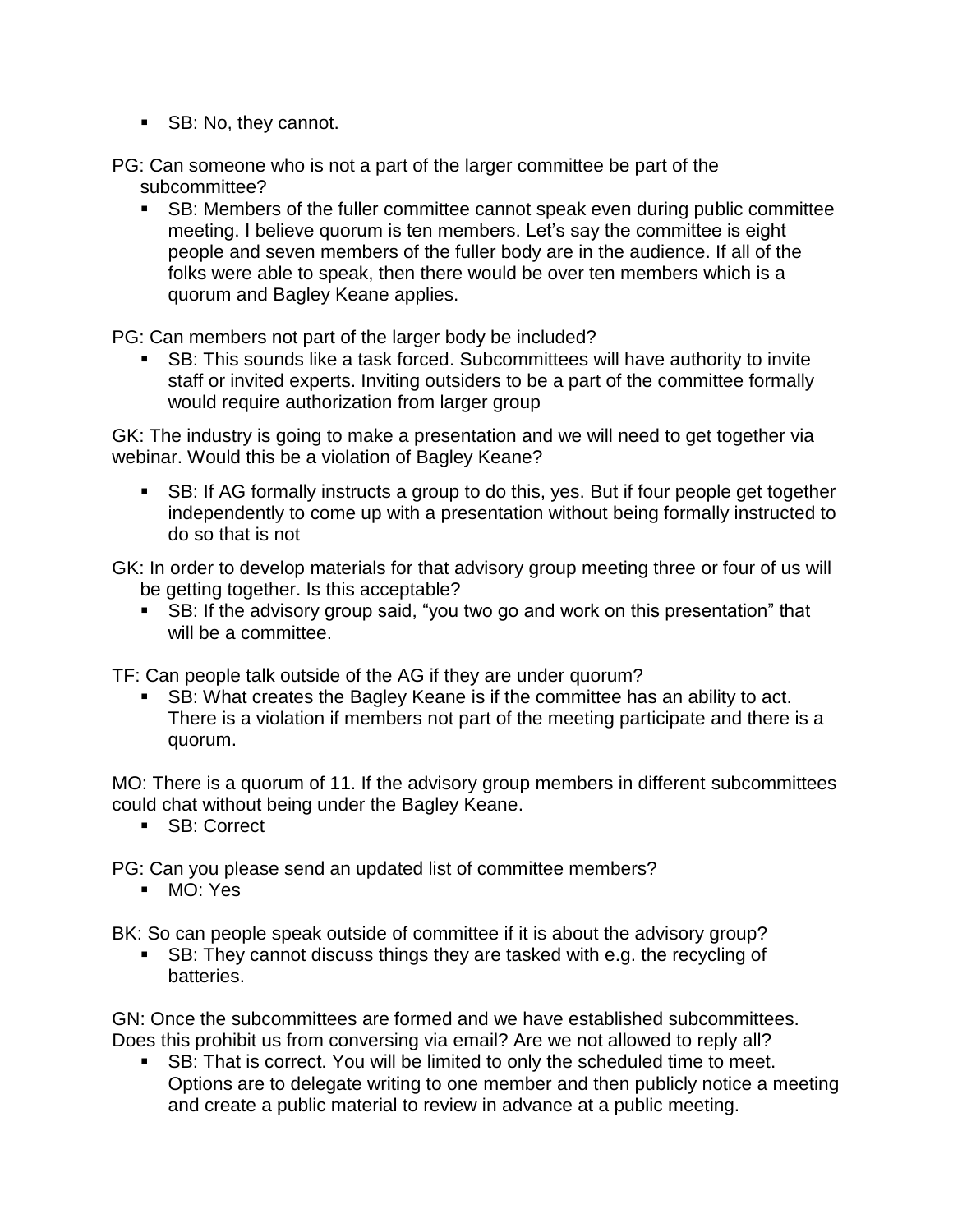- SB: No, they cannot.

PG: Can someone who is not a part of the larger committee be part of the subcommittee?

- SB: Members of the fuller committee cannot speak even during public committee meeting. I believe quorum is ten members. Let's say the committee is eight people and seven members of the fuller body are in the audience. If all of the folks were able to speak, then there would be over ten members which is a quorum and Bagley Keane applies.

PG: Can members not part of the larger body be included?

- SB: This sounds like a task forced. Subcommittees will have authority to invite staff or invited experts. Inviting outsiders to be a part of the committee formally would require authorization from larger group

GK: The industry is going to make a presentation and we will need to get together via webinar. Would this be a violation of Bagley Keane?

- SB: If AG formally instructs a group to do this, yes. But if four people get together independently to come up with a presentation without being formally instructed to do so that is not

GK: In order to develop materials for that advisory group meeting three or four of us will be getting together. Is this acceptable?

- SB: If the advisory group said, "you two go and work on this presentation" that will be a committee.

TF: Can people talk outside of the AG if they are under quorum?

- SB: What creates the Bagley Keane is if the committee has an ability to act. There is a violation if members not part of the meeting participate and there is a quorum.

MO: There is a quorum of 11. If the advisory group members in different subcommittees could chat without being under the Bagley Keane.

- SB: Correct

PG: Can you please send an updated list of committee members?

- MO: Yes

BK: So can people speak outside of committee if it is about the advisory group?

- SB: They cannot discuss things they are tasked with e.g. the recycling of batteries.

GN: Once the subcommittees are formed and we have established subcommittees. Does this prohibit us from conversing via email? Are we not allowed to reply all?

- SB: That is correct. You will be limited to only the scheduled time to meet. Options are to delegate writing to one member and then publicly notice a meeting and create a public material to review in advance at a public meeting.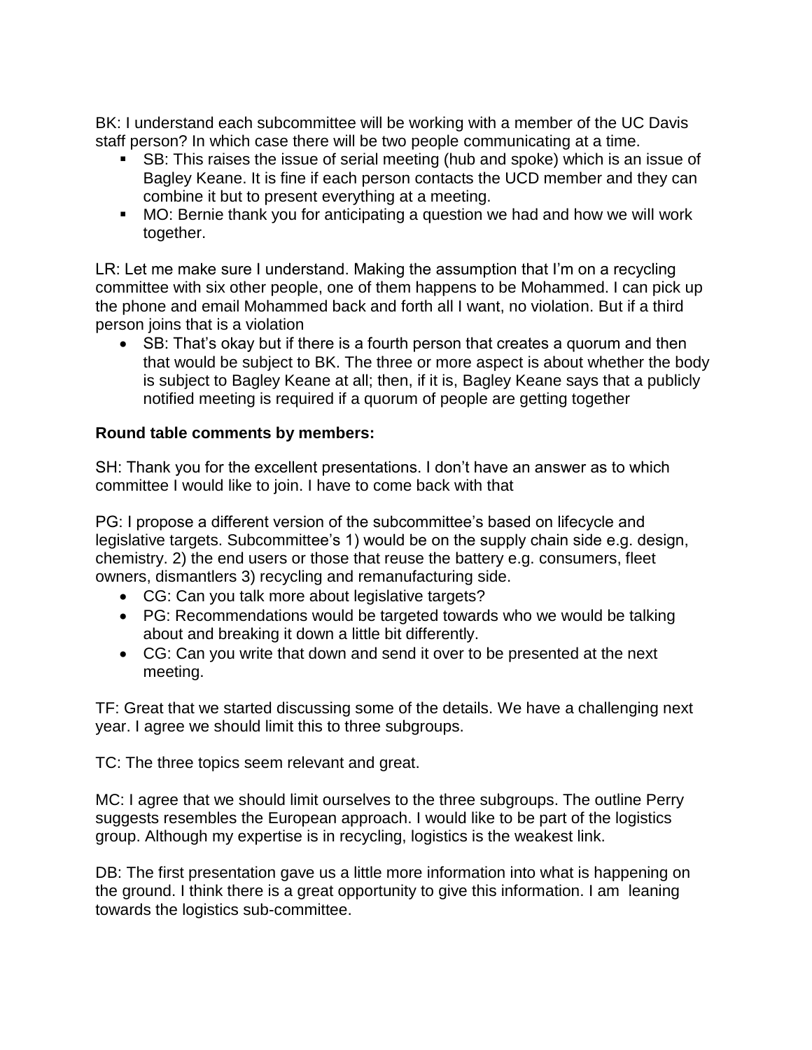BK: I understand each subcommittee will be working with a member of the UC Davis staff person? In which case there will be two people communicating at a time.

- SB: This raises the issue of serial meeting (hub and spoke) which is an issue of Bagley Keane. It is fine if each person contacts the UCD member and they can combine it but to present everything at a meeting.
- MO: Bernie thank you for anticipating a question we had and how we will work together.

LR: Let me make sure I understand. Making the assumption that I'm on a recycling committee with six other people, one of them happens to be Mohammed. I can pick up the phone and email Mohammed back and forth all I want, no violation. But if a third person joins that is a violation

- SB: That's okay but if there is a fourth person that creates a quorum and then that would be subject to BK. The three or more aspect is about whether the body is subject to Bagley Keane at all; then, if it is, Bagley Keane says that a publicly notified meeting is required if a quorum of people are getting together

**Round table comments by members:**

SH: Thank you for the excellent presentations. I don't have an answer as to which committee I would like to join. I have to come back with that

PG: I propose a different version of the subcommittee's based on lifecycle and legislative targets. Subcommittee's 1) would be on the supply chain side e.g. design, chemistry. 2) the end users or those that reuse the battery e.g. consumers, fleet owners, dismantlers 3) recycling and remanufacturing side.

- CG: Can you talk more about legislative targets?
- PG: Recommendations would be targeted towards who we would be talking about and breaking it down a little bit differently.
- CG: Can you write that down and send it over to be presented at the next meeting.

TF: Great that we started discussing some of the details. We have a challenging next year. I agree we should limit this to three subgroups.

TC: The three topics seem relevant and great.

MC: I agree that we should limit ourselves to the three subgroups. The outline Perry suggests resembles the European approach. I would like to be part of the logistics group. Although my expertise is in recycling, logistics is the weakest link.

DB: The first presentation gave us a little more information into what is happening on the ground. I think there is a great opportunity to give this information. I am leaning towards the logistics sub-committee.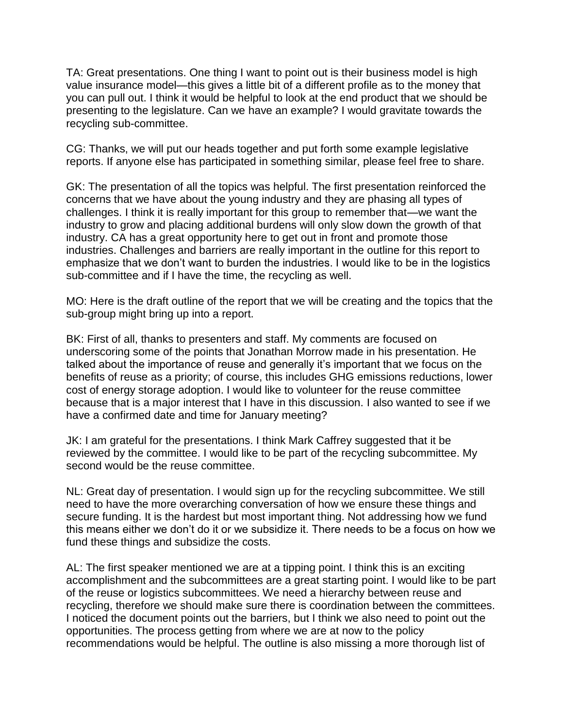TA: Great presentations. One thing I want to point out is their business model is high value insurance model—this gives a little bit of a different profile as to the money that you can pull out. I think it would be helpful to look at the end product that we should be presenting to the legislature. Can we have an example? I would gravitate towards the recycling sub-committee.

CG: Thanks, we will put our heads together and put forth some example legislative reports. If anyone else has participated in something similar, please feel free to share.

GK: The presentation of all the topics was helpful. The first presentation reinforced the concerns that we have about the young industry and they are phasing all types of challenges. I think it is really important for this group to remember that—we want the industry to grow and placing additional burdens will only slow down the growth of that industry. CA has a great opportunity here to get out in front and promote those industries. Challenges and barriers are really important in the outline for this report to emphasize that we don't want to burden the industries. I would like to be in the logistics sub-committee and if I have the time, the recycling as well.

MO: Here is the draft outline of the report that we will be creating and the topics that the sub-group might bring up into a report.

BK: First of all, thanks to presenters and staff. My comments are focused on underscoring some of the points that Jonathan Morrow made in his presentation. He talked about the importance of reuse and generally it's important that we focus on the benefits of reuse as a priority; of course, this includes GHG emissions reductions, lower cost of energy storage adoption. I would like to volunteer for the reuse committee because that is a major interest that I have in this discussion. I also wanted to see if we have a confirmed date and time for January meeting?

JK: I am grateful for the presentations. I think Mark Caffrey suggested that it be reviewed by the committee. I would like to be part of the recycling subcommittee. My second would be the reuse committee.

NL: Great day of presentation. I would sign up for the recycling subcommittee. We still need to have the more overarching conversation of how we ensure these things and secure funding. It is the hardest but most important thing. Not addressing how we fund this means either we don't do it or we subsidize it. There needs to be a focus on how we fund these things and subsidize the costs.

AL: The first speaker mentioned we are at a tipping point. I think this is an exciting accomplishment and the subcommittees are a great starting point. I would like to be part of the reuse or logistics subcommittees. We need a hierarchy between reuse and recycling, therefore we should make sure there is coordination between the committees. I noticed the document points out the barriers, but I think we also need to point out the opportunities. The process getting from where we are at now to the policy recommendations would be helpful. The outline is also missing a more thorough list of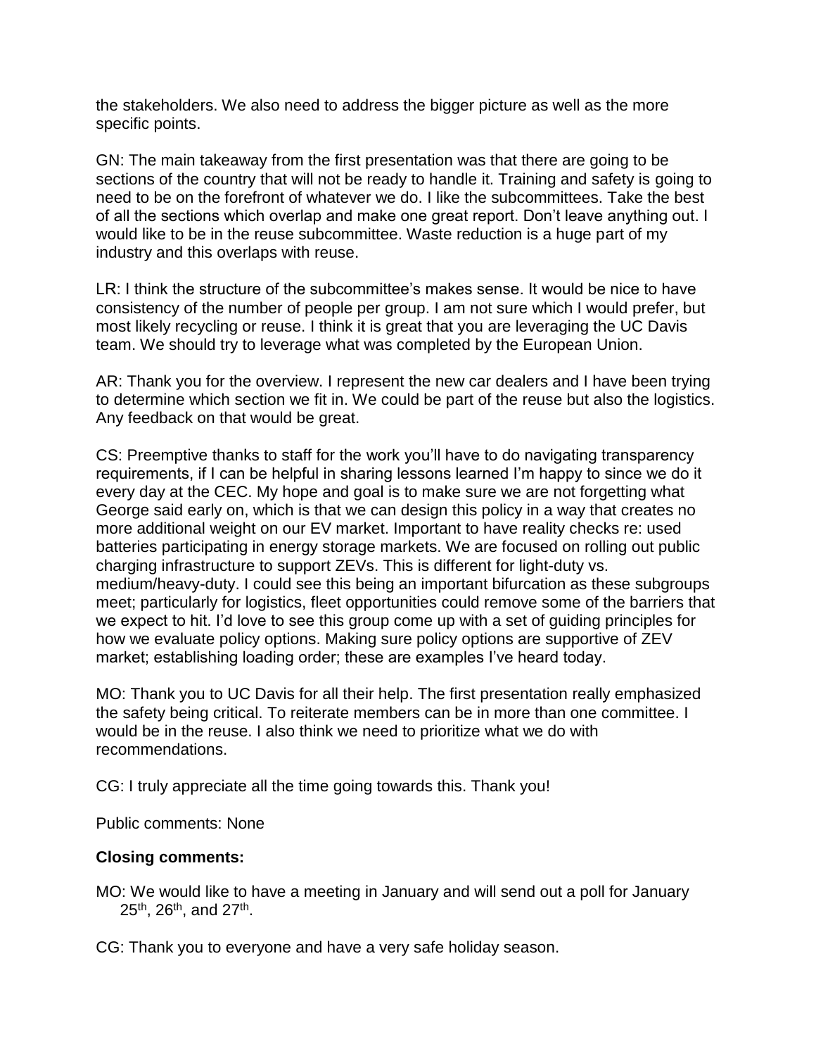the stakeholders. We also need to address the bigger picture as well as the more specific points.

GN: The main takeaway from the first presentation was that there are going to be sections of the country that will not be ready to handle it. Training and safety is going to need to be on the forefront of whatever we do. I like the subcommittees. Take the best of all the sections which overlap and make one great report. Don't leave anything out. I would like to be in the reuse subcommittee. Waste reduction is a huge part of my industry and this overlaps with reuse.

LR: I think the structure of the subcommittee's makes sense. It would be nice to have consistency of the number of people per group. I am not sure which I would prefer, but most likely recycling or reuse. I think it is great that you are leveraging the UC Davis team. We should try to leverage what was completed by the European Union.

AR: Thank you for the overview. I represent the new car dealers and I have been trying to determine which section we fit in. We could be part of the reuse but also the logistics. Any feedback on that would be great.

CS: Preemptive thanks to staff for the work you'll have to do navigating transparency requirements, if I can be helpful in sharing lessons learned I'm happy to since we do it every day at the CEC. My hope and goal is to make sure we are not forgetting what George said early on, which is that we can design this policy in a way that creates no more additional weight on our EV market. Important to have reality checks re: used batteries participating in energy storage markets. We are focused on rolling out public charging infrastructure to support ZEVs. This is different for light-duty vs. medium/heavy-duty. I could see this being an important bifurcation as these subgroups meet; particularly for logistics, fleet opportunities could remove some of the barriers that we expect to hit. I'd love to see this group come up with a set of guiding principles for how we evaluate policy options. Making sure policy options are supportive of ZEV market; establishing loading order; these are examples I've heard today.

MO: Thank you to UC Davis for all their help. The first presentation really emphasized the safety being critical. To reiterate members can be in more than one committee. I would be in the reuse. I also think we need to prioritize what we do with recommendations.

CG: I truly appreciate all the time going towards this. Thank you!

Public comments: None

**Closing comments:**

MO: We would like to have a meeting in January and will send out a poll for January 25th, 26th, and 27th.

CG: Thank you to everyone and have a very safe holiday season.